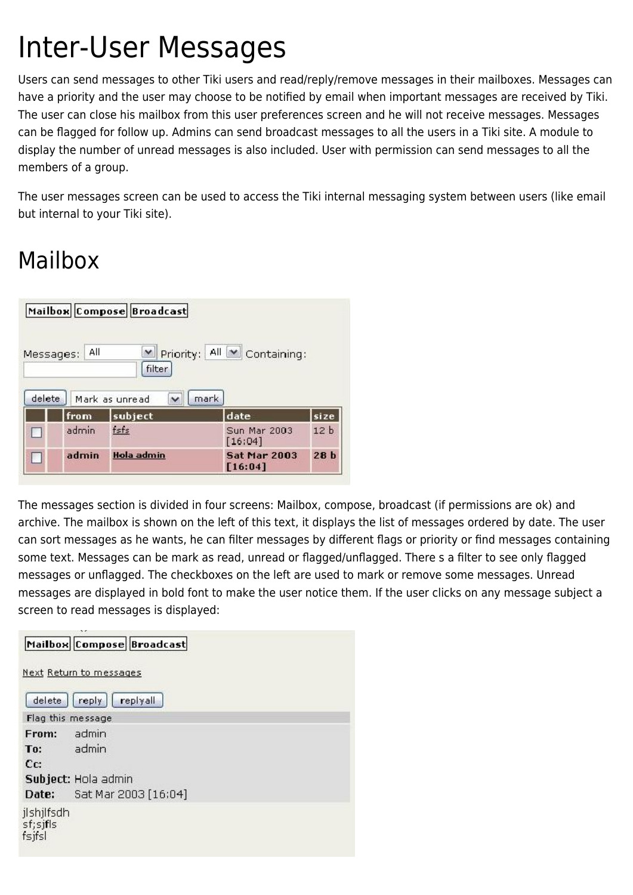# Inter-User Messages

Users can send messages to other Tiki users and read/reply/remove messages in their mailboxes. Messages can have a priority and the user may choose to be notified by email when important messages are received by Tiki. The user can close his mailbox from this user preferences screen and he will not receive messages. Messages can be flagged for follow up. Admins can send broadcast messages to all the users in a Tiki site. A module to display the number of unread messages is also included. User with permission can send messages to all the members of a group.

The user messages screen can be used to access the Tiki internal messaging system between users (like email but internal to your Tiki site).

## Mailbox

The messages section is divided in four screens: Mailbox, compose, broadcast (if permissions are ok) and archive. The mailbox is shown on the left of this text, it displays the list of messages ordered by date. The user can sort messages as he wants, he can filter messages by different flags or priority or find messages containing some text. Messages can be mark as read, unread or flagged/unflagged. There s a filter to see only flagged messages or unflagged. The checkboxes on the left are used to mark or remove some messages. Unread messages are displayed in bold font to make the user notice them. If the user clicks on any message subject a screen to read messages is displayed: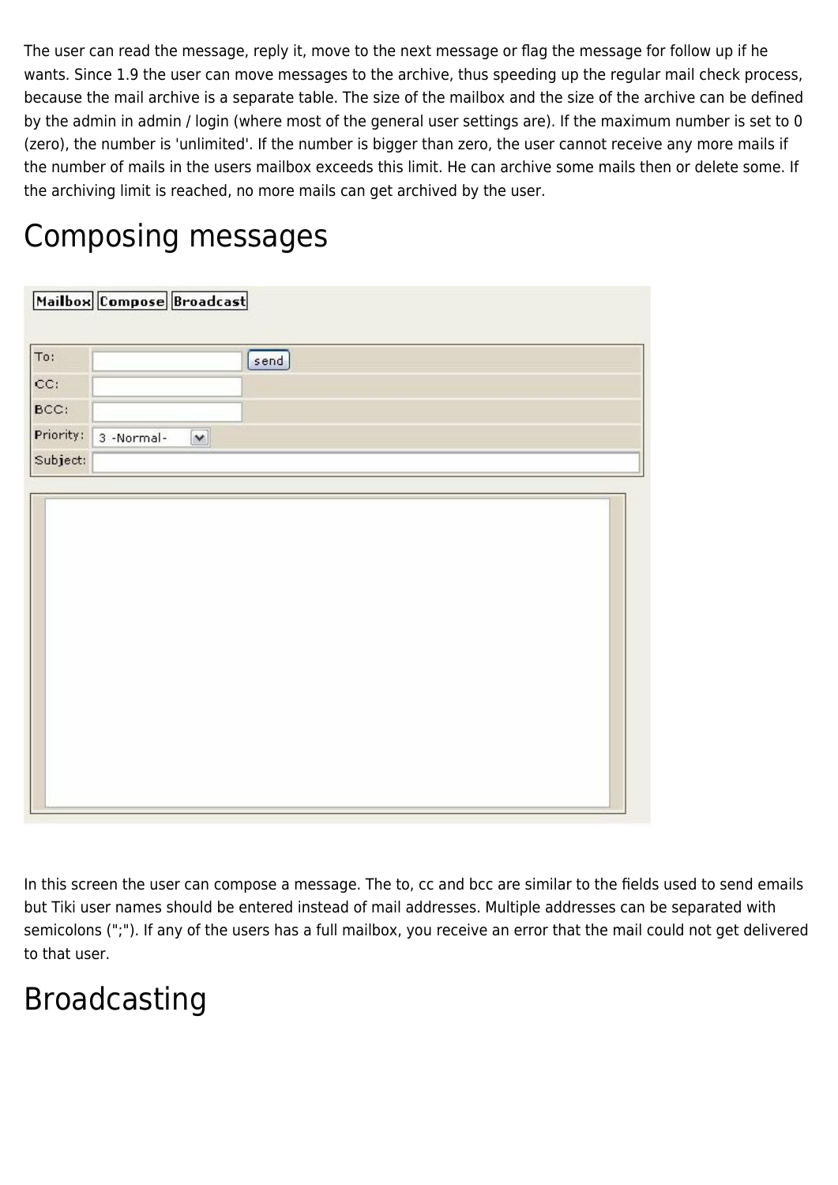The user can read the message, reply it, move to the next message or flag the message for follow up if he wants. Since 1.9 the user can move messages to the archive, thus speeding up the regular mail check process, because the mail archive is a separate table. The size of the mailbox and the size of the archive can be defined by the admin in admin / login (where most of the general user settings are). If the maximum number is set to 0 (zero), the number is 'unlimited'. If the number is bigger than zero, the user cannot receive any more mails if the number of mails in the users mailbox exceeds this limit. He can archive some mails then or delete some. If the archiving limit is reached, no more mails can get archived by the user.

# Composing messages

In this screen the user can compose a message. The to, cc and bcc are similar to the fields used to send emails but Tiki user names should be entered instead of mail addresses. Multiple addresses can be separated with semicolons (";"). If any of the users has a full mailbox, you receive an error that the mail could not get delivered to that user.

# Broadcasting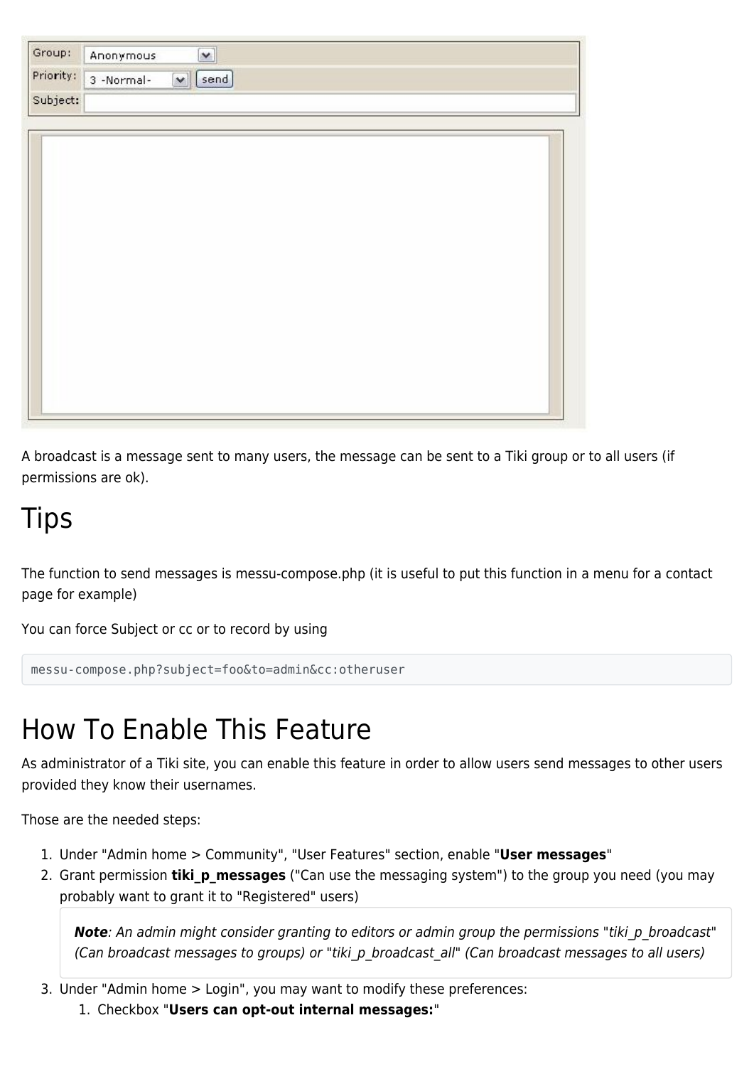A broadcast is a message sent to many users, the message can be sent to a Tiki group or to all users (if permissions are ok).

# Tips

The function to send messages is messu-compose.php (it is useful to put this function in a menu for a contact page for example)

You can force Subject or cc or to record by using

```
messu-compose.php?subject=foo&to=admin&cc:otheruser
```

# How To Enable This Feature

As administrator of a Tiki site, you can enable this feature in order to allow users send messages to other users provided they know their usernames.

Those are the needed steps:

1. Under "Admin home > Community", "User Features" section, enable "**User messages**"
2. Grant permission **tiki_p_messages** ("Can use the messaging system") to the group you need (you may probably want to grant it to "Registered" users)

   > ***Note****: An admin might consider granting to editors or admin group the permissions "tiki_p_broadcast" (Can broadcast messages to groups) or "tiki_p_broadcast_all" (Can broadcast messages to all users)*

3. Under "Admin home > Login", you may want to modify these preferences:
   1. Checkbox "**Users can opt-out internal messages:**"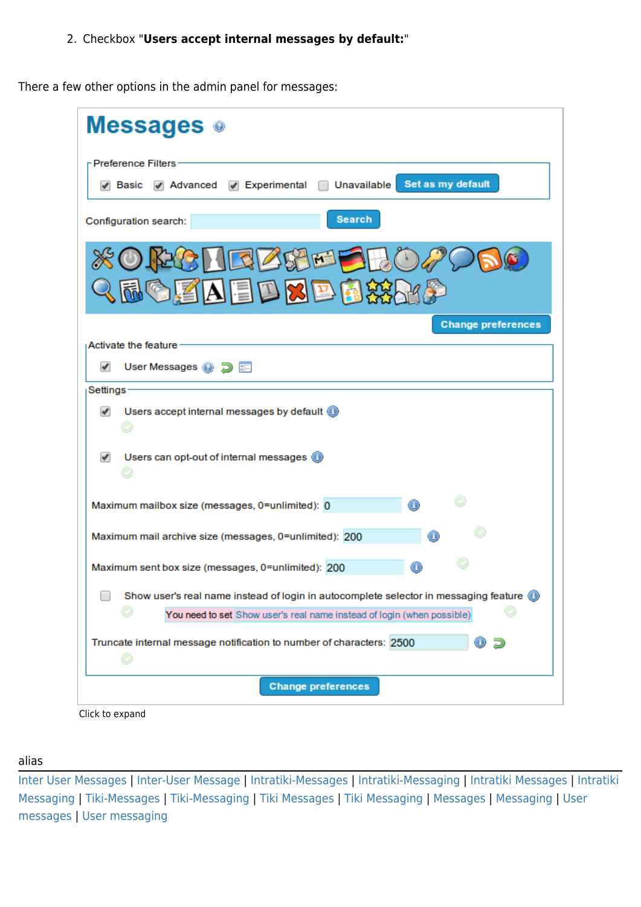2. Checkbox "**Users accept internal messages by default:**"

There a few other options in the admin panel for messages:

Click to expand

alias

Inter User Messages | Inter-User Message | Intratiki-Messages | Intratiki-Messaging | Intratiki Messages | Intratiki Messaging | Tiki-Messages | Tiki-Messaging | Tiki Messages | Tiki Messaging | Messages | Messaging | User messages | User messaging